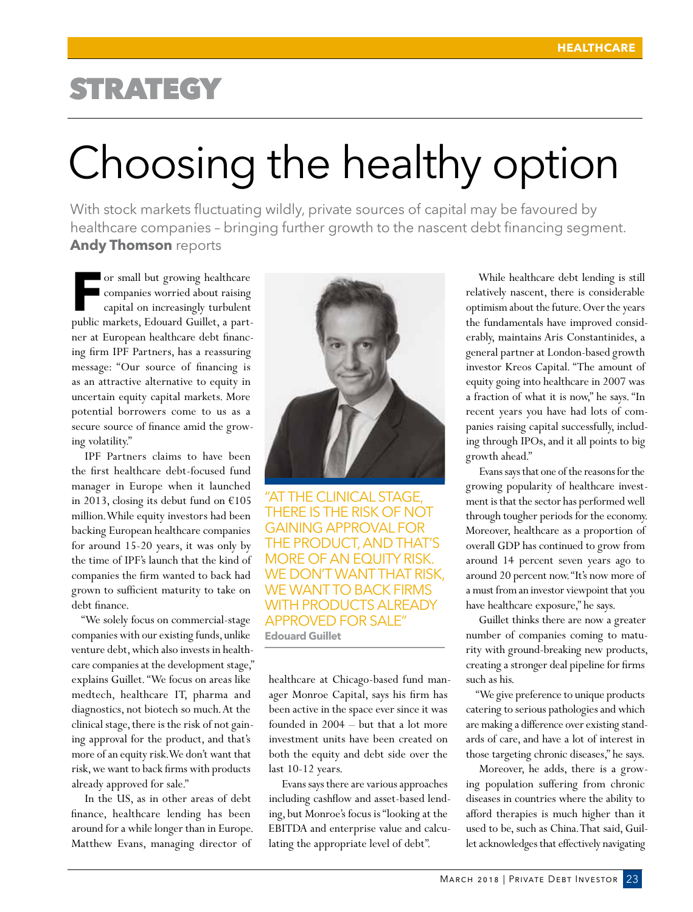HEALTHCARE

STRATEGY

# Choosing the healthy option

With stock markets fluctuating wildly, private sources of capital may be favoured by healthcare companies – bringing further growth to the nascent debt financing segment. **Andy Thomson** reports

For small but growing healthcare companies worried about raising capital on increasingly turbulent public markets, Edouard Guillet, a partner at European healthcare debt financing firm IPF Partners, has a reassuring message: "Our source of financing is as an attractive alternative to equity in uncertain equity capital markets. More potential borrowers come to us as a secure source of finance amid the growing volatility."

IPF Partners claims to have been the first healthcare debt-focused fund manager in Europe when it launched in 2013, closing its debut fund on €105 million. While equity investors had been backing European healthcare companies for around 15-20 years, it was only by the time of IPF's launch that the kind of companies the firm wanted to back had grown to sufficient maturity to take on debt finance.

"We solely focus on commercial-stage companies with our existing funds, unlike venture debt, which also invests in healthcare companies at the development stage," explains Guillet. "We focus on areas like medtech, healthcare IT, pharma and diagnostics, not biotech so much. At the clinical stage, there is the risk of not gaining approval for the product, and that's more of an equity risk. We don't want that risk, we want to back firms with products already approved for sale."

"AT THE CLINICAL STAGE, THERE IS THE RISK OF NOT GAINING APPROVAL FOR THE PRODUCT, AND THAT'S MORE OF AN EQUITY RISK. WE DON'T WANT THAT RISK, WE WANT TO BACK FIRMS WITH PRODUCTS ALREADY APPROVED FOR SALE"
**Edouard Guillet**

In the US, as in other areas of debt finance, healthcare lending has been around for a while longer than in Europe. Matthew Evans, managing director of healthcare at Chicago-based fund manager Monroe Capital, says his firm has been active in the space ever since it was founded in 2004 – but that a lot more investment units have been created on both the equity and debt side over the last 10-12 years.

Evans says there are various approaches including cashflow and asset-based lending, but Monroe's focus is "looking at the EBITDA and enterprise value and calculating the appropriate level of debt".

While healthcare debt lending is still relatively nascent, there is considerable optimism about the future. Over the years the fundamentals have improved considerably, maintains Aris Constantinides, a general partner at London-based growth investor Kreos Capital. "The amount of equity going into healthcare in 2007 was a fraction of what it is now," he says. "In recent years you have had lots of companies raising capital successfully, including through IPOs, and it all points to big growth ahead."

Evans says that one of the reasons for the growing popularity of healthcare investment is that the sector has performed well through tougher periods for the economy. Moreover, healthcare as a proportion of overall GDP has continued to grow from around 14 percent seven years ago to around 20 percent now. "It's now more of a must from an investor viewpoint that you have healthcare exposure," he says.

Guillet thinks there are now a greater number of companies coming to maturity with ground-breaking new products, creating a stronger deal pipeline for firms such as his.

"We give preference to unique products catering to serious pathologies and which are making a difference over existing standards of care, and have a lot of interest in those targeting chronic diseases," he says.

Moreover, he adds, there is a growing population suffering from chronic diseases in countries where the ability to afford therapies is much higher than it used to be, such as China. That said, Guillet acknowledges that effectively navigating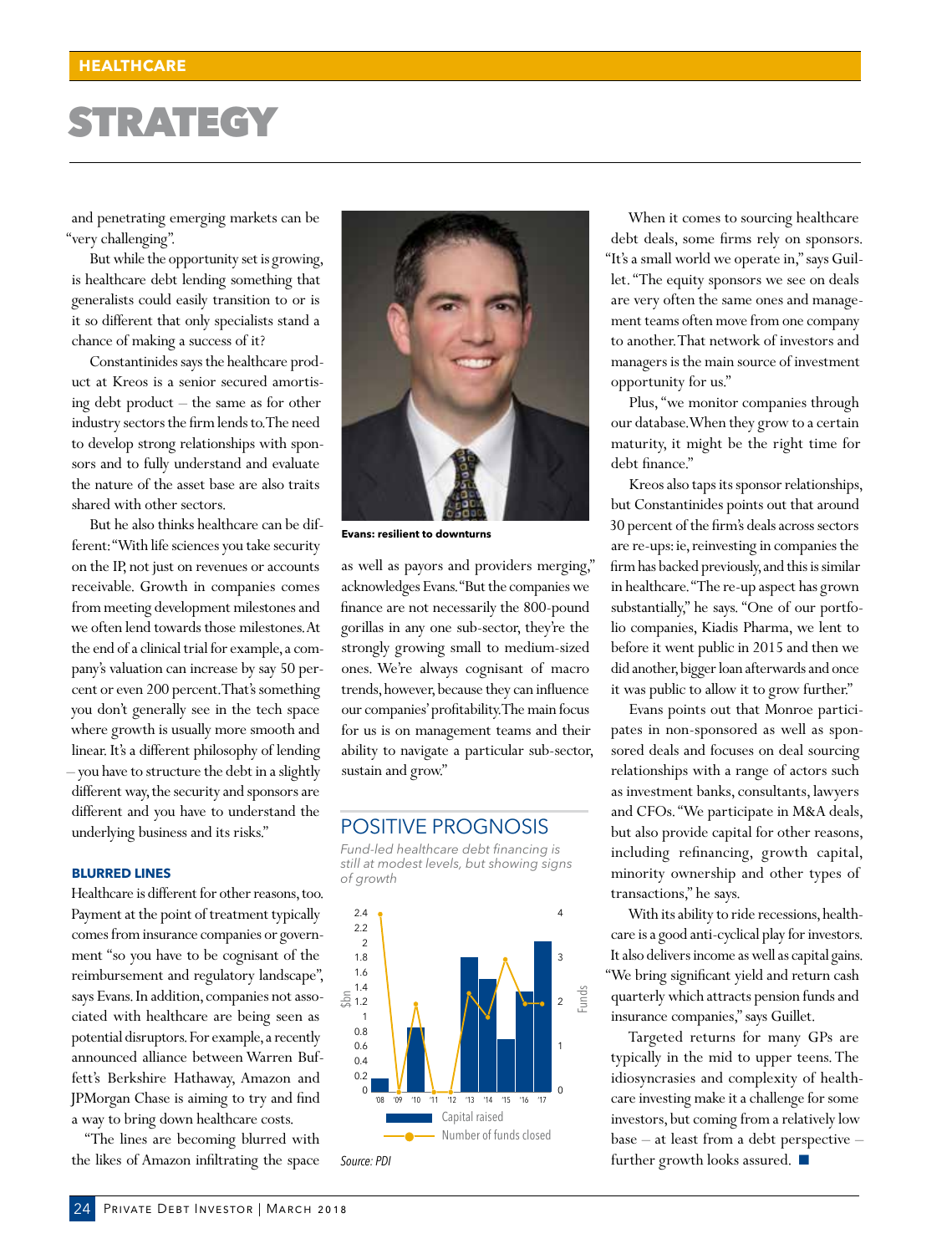# STRATEGY

and penetrating emerging markets can be "very challenging".

But while the opportunity set is growing, is healthcare debt lending something that generalists could easily transition to or is it so different that only specialists stand a chance of making a success of it?

Constantinides says the healthcare product at Kreos is a senior secured amortising debt product – the same as for other industry sectors the firm lends to. The need to develop strong relationships with sponsors and to fully understand and evaluate the nature of the asset base are also traits shared with other sectors.

But he also thinks healthcare can be different: "With life sciences you take security on the IP, not just on revenues or accounts receivable. Growth in companies comes from meeting development milestones and we often lend towards those milestones. At the end of a clinical trial for example, a company's valuation can increase by say 50 percent or even 200 percent. That's something you don't generally see in the tech space where growth is usually more smooth and linear. It's a different philosophy of lending – you have to structure the debt in a slightly different way, the security and sponsors are different and you have to understand the underlying business and its risks."

### BLURRED LINES

Healthcare is different for other reasons, too. Payment at the point of treatment typically comes from insurance companies or government "so you have to be cognisant of the reimbursement and regulatory landscape", says Evans. In addition, companies not associated with healthcare are being seen as potential disruptors. For example, a recently announced alliance between Warren Buffett's Berkshire Hathaway, Amazon and JPMorgan Chase is aiming to try and find a way to bring down healthcare costs.

"The lines are becoming blurred with the likes of Amazon infiltrating the space

Evans: resilient to downturns

as well as payors and providers merging," acknowledges Evans. "But the companies we finance are not necessarily the 800-pound gorillas in any one sub-sector, they're the strongly growing small to medium-sized ones. We're always cognisant of macro trends, however, because they can influence our companies' profitability. The main focus for us is on management teams and their ability to navigate a particular sub-sector, sustain and grow."

## POSITIVE PROGNOSIS

*Fund-led healthcare debt financing is still at modest levels, but showing signs of growth*

$bn
2.4
2.2
2
1.8
1.6
1.4
1.2
1
0.8
0.6
0.4
0.2
0

Funds
4
3
2
1
0

'08 '09 '10 '11 '12 '13 '14 '15 '16 '17

Capital raised
Number of funds closed

*Source: PDI*

When it comes to sourcing healthcare debt deals, some firms rely on sponsors. "It's a small world we operate in," says Guillet. "The equity sponsors we see on deals are very often the same ones and management teams often move from one company to another. That network of investors and managers is the main source of investment opportunity for us."

Plus, "we monitor companies through our database. When they grow to a certain maturity, it might be the right time for debt finance."

Kreos also taps its sponsor relationships, but Constantinides points out that around 30 percent of the firm's deals across sectors are re-ups: ie, reinvesting in companies the firm has backed previously, and this is similar in healthcare. "The re-up aspect has grown substantially," he says. "One of our portfolio companies, Kiadis Pharma, we lent to before it went public in 2015 and then we did another, bigger loan afterwards and once it was public to allow it to grow further."

Evans points out that Monroe participates in non-sponsored as well as sponsored deals and focuses on deal sourcing relationships with a range of actors such as investment banks, consultants, lawyers and CFOs. "We participate in M&A deals, but also provide capital for other reasons, including refinancing, growth capital, minority ownership and other types of transactions," he says.

With its ability to ride recessions, healthcare is a good anti-cyclical play for investors. It also delivers income as well as capital gains. "We bring significant yield and return cash quarterly which attracts pension funds and insurance companies," says Guillet.

Targeted returns for many GPs are typically in the mid to upper teens. The idiosyncrasies and complexity of healthcare investing make it a challenge for some investors, but coming from a relatively low base – at least from a debt perspective – further growth looks assured. ■